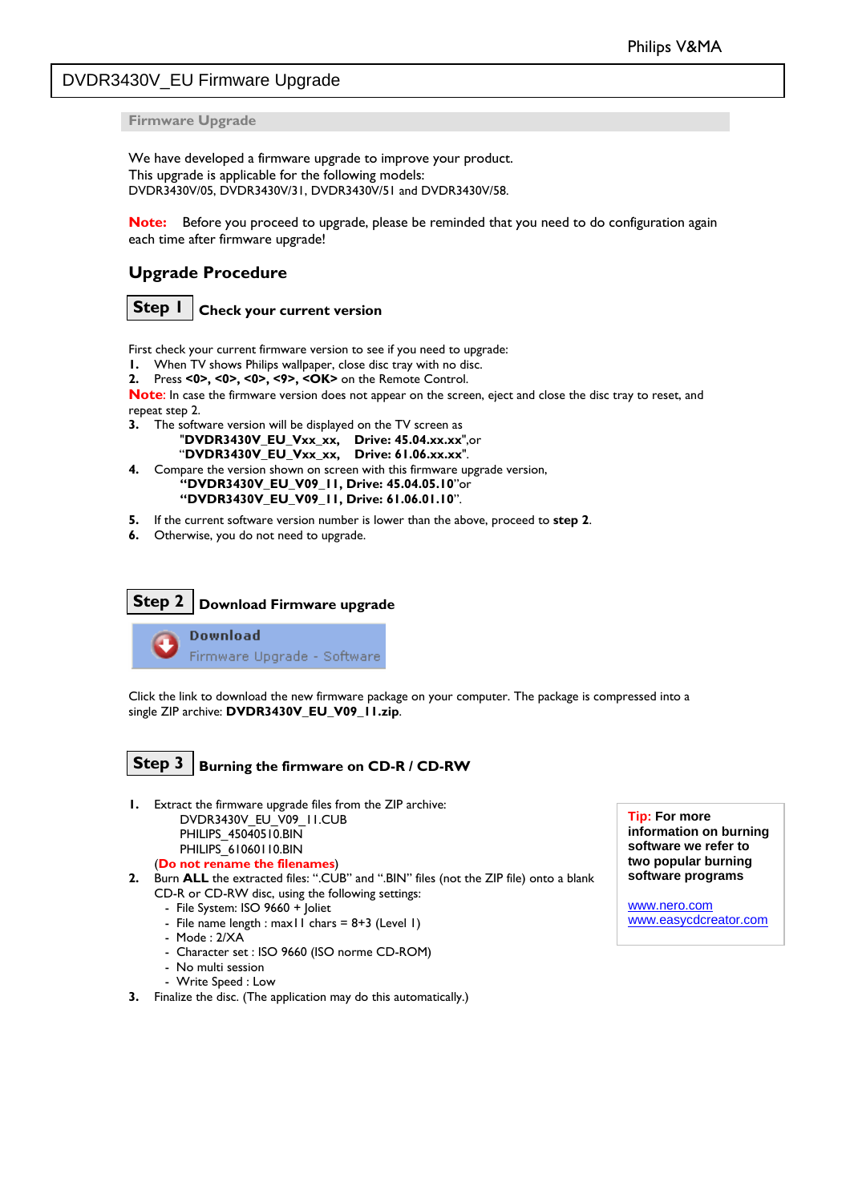# DVDR3430V_EU Firmware Upgrade

## Firmware Upgrade

We have developed a firmware upgrade to improve your product.
This upgrade is applicable for the following models:
DVDR3430V/05, DVDR3430V/31, DVDR3430V/51 and DVDR3430V/58.

**Note:** Before you proceed to upgrade, please be reminded that you need to do configuration again each time after firmware upgrade!

## Upgrade Procedure

### Step 1 Check your current version

First check your current firmware version to see if you need to upgrade:

1. When TV shows Philips wallpaper, close disc tray with no disc.
2. Press **<0>, <0>, <0>, <9>, <OK>** on the Remote Control.

**Note:** In case the firmware version does not appear on the screen, eject and close the disc tray to reset, and repeat step 2.

3. The software version will be displayed on the TV screen as
   "**DVDR3430V_EU_Vxx_xx, Drive: 45.04.xx.xx**",or
   "**DVDR3430V_EU_Vxx_xx, Drive: 61.06.xx.xx**".
4. Compare the version shown on screen with this firmware upgrade version,
   **"DVDR3430V_EU_V09_11, Drive: 45.04.05.10**"or
   **"DVDR3430V_EU_V09_11, Drive: 61.06.01.10**".
5. If the current software version number is lower than the above, proceed to **step 2**.
6. Otherwise, you do not need to upgrade.

### Step 2 Download Firmware upgrade

**Download**
Firmware Upgrade - Software

Click the link to download the new firmware package on your computer. The package is compressed into a single ZIP archive: **DVDR3430V_EU_V09_11.zip**.

### Step 3 Burning the firmware on CD-R / CD-RW

1. Extract the firmware upgrade files from the ZIP archive:
   DVDR3430V_EU_V09_11.CUB
   PHILIPS_45040510.BIN
   PHILIPS_61060110.BIN
   (**Do not rename the filenames**)
2. Burn **ALL** the extracted files: ".CUB" and ".BIN" files (not the ZIP file) onto a blank CD-R or CD-RW disc, using the following settings:
   - File System: ISO 9660 + Joliet
   - File name length : max11 chars = 8+3 (Level 1)
   - Mode : 2/XA
   - Character set : ISO 9660 (ISO norme CD-ROM)
   - No multi session
   - Write Speed : Low
3. Finalize the disc. (The application may do this automatically.)

**Tip: For more information on burning software we refer to two popular burning software programs**

www.nero.com
www.easycdcreator.com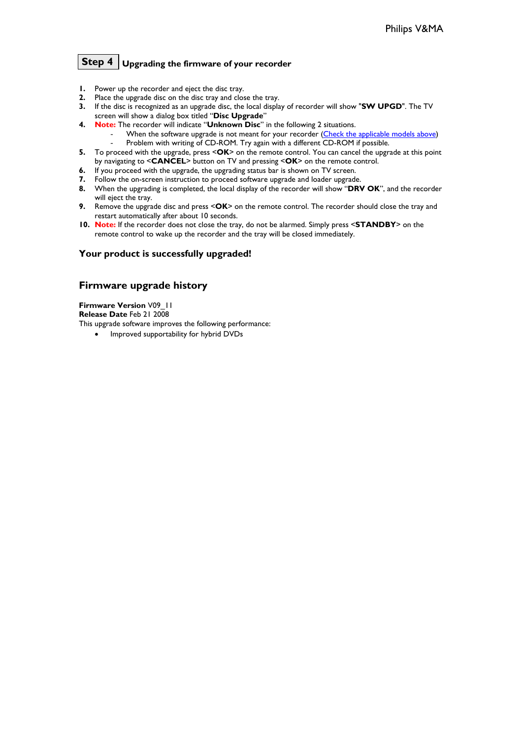## Step 4 Upgrading the firmware of your recorder

1. Power up the recorder and eject the disc tray.
2. Place the upgrade disc on the disc tray and close the tray.
3. If the disc is recognized as an upgrade disc, the local display of recorder will show "**SW UPGD**". The TV screen will show a dialog box titled "**Disc Upgrade**"
4. **Note:** The recorder will indicate "**Unknown Disc**" in the following 2 situations.
   - When the software upgrade is not meant for your recorder (Check the applicable models above)
   - Problem with writing of CD-ROM. Try again with a different CD-ROM if possible.
5. To proceed with the upgrade, press <**OK**> on the remote control. You can cancel the upgrade at this point by navigating to <**CANCEL**> button on TV and pressing <**OK**> on the remote control.
6. If you proceed with the upgrade, the upgrading status bar is shown on TV screen.
7. Follow the on-screen instruction to proceed software upgrade and loader upgrade.
8. When the upgrading is completed, the local display of the recorder will show "**DRV OK**", and the recorder will eject the tray.
9. Remove the upgrade disc and press <**OK**> on the remote control. The recorder should close the tray and restart automatically after about 10 seconds.
10. **Note:** If the recorder does not close the tray, do not be alarmed. Simply press <**STANDBY**> on the remote control to wake up the recorder and the tray will be closed immediately.

### Your product is successfully upgraded!

## Firmware upgrade history

**Firmware Version** V09_11
**Release Date** Feb 21 2008
This upgrade software improves the following performance:

- Improved supportability for hybrid DVDs